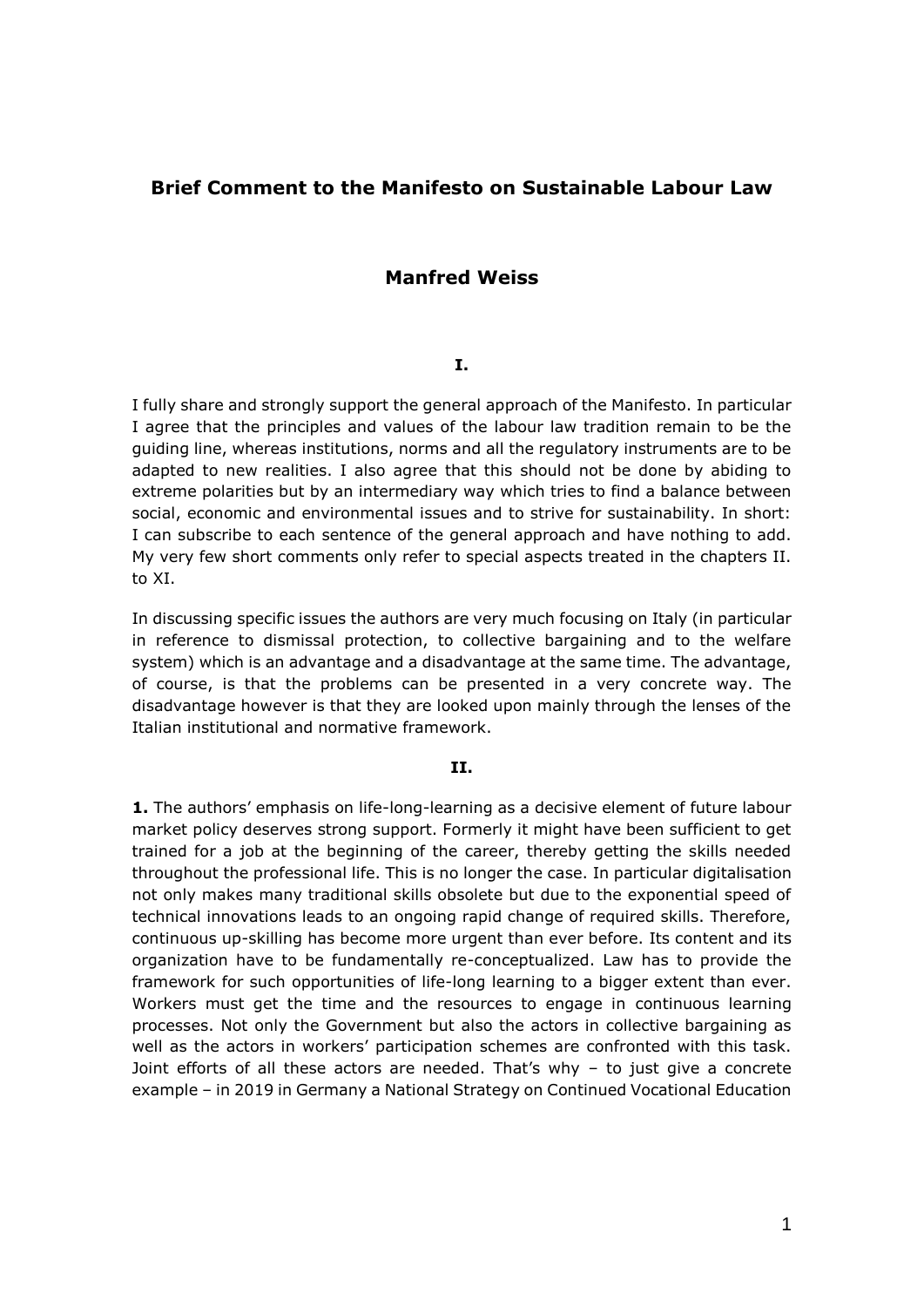# Brief Comment to the Manifesto on Sustainable Labour Law

## Manfred Weiss

### I.

I fully share and strongly support the general approach of the Manifesto. In particular I agree that the principles and values of the labour law tradition remain to be the guiding line, whereas institutions, norms and all the regulatory instruments are to be adapted to new realities. I also agree that this should not be done by abiding to extreme polarities but by an intermediary way which tries to find a balance between social, economic and environmental issues and to strive for sustainability. In short: I can subscribe to each sentence of the general approach and have nothing to add. My very few short comments only refer to special aspects treated in the chapters II. to XI.

In discussing specific issues the authors are very much focusing on Italy (in particular in reference to dismissal protection, to collective bargaining and to the welfare system) which is an advantage and a disadvantage at the same time. The advantage, of course, is that the problems can be presented in a very concrete way. The disadvantage however is that they are looked upon mainly through the lenses of the Italian institutional and normative framework.

### II.

**1.** The authors' emphasis on life-long-learning as a decisive element of future labour market policy deserves strong support. Formerly it might have been sufficient to get trained for a job at the beginning of the career, thereby getting the skills needed throughout the professional life. This is no longer the case. In particular digitalisation not only makes many traditional skills obsolete but due to the exponential speed of technical innovations leads to an ongoing rapid change of required skills. Therefore, continuous up-skilling has become more urgent than ever before. Its content and its organization have to be fundamentally re-conceptualized. Law has to provide the framework for such opportunities of life-long learning to a bigger extent than ever. Workers must get the time and the resources to engage in continuous learning processes. Not only the Government but also the actors in collective bargaining as well as the actors in workers' participation schemes are confronted with this task. Joint efforts of all these actors are needed. That's why – to just give a concrete example – in 2019 in Germany a National Strategy on Continued Vocational Education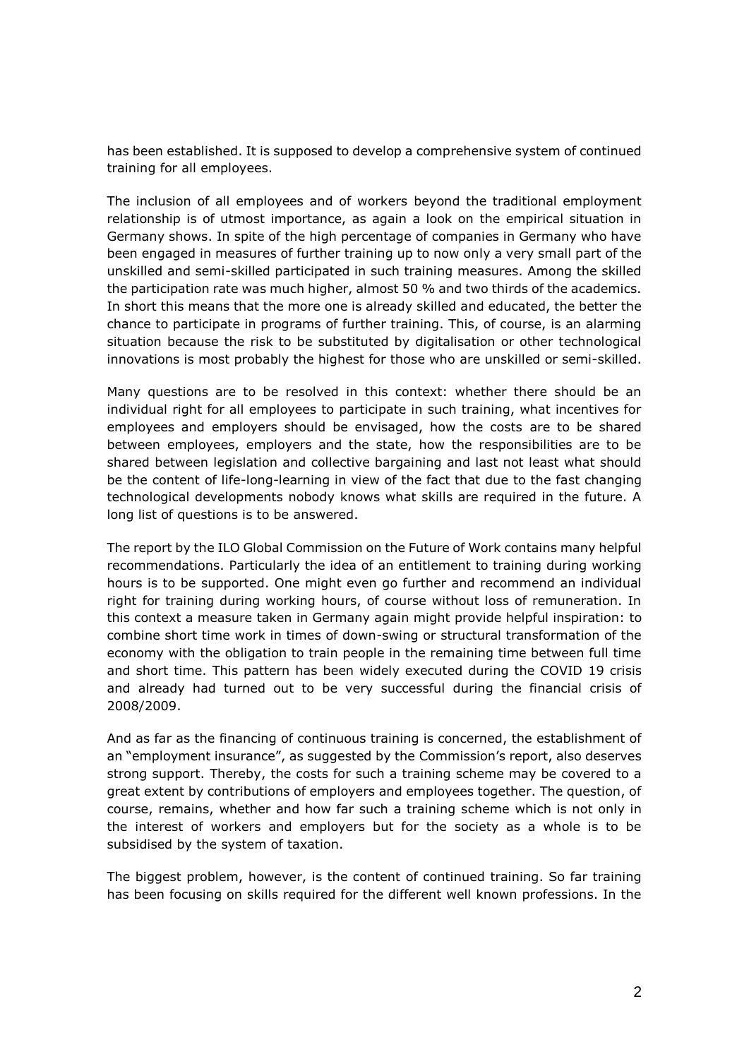has been established. It is supposed to develop a comprehensive system of continued training for all employees.

The inclusion of all employees and of workers beyond the traditional employment relationship is of utmost importance, as again a look on the empirical situation in Germany shows. In spite of the high percentage of companies in Germany who have been engaged in measures of further training up to now only a very small part of the unskilled and semi-skilled participated in such training measures. Among the skilled the participation rate was much higher, almost 50 % and two thirds of the academics. In short this means that the more one is already skilled and educated, the better the chance to participate in programs of further training. This, of course, is an alarming situation because the risk to be substituted by digitalisation or other technological innovations is most probably the highest for those who are unskilled or semi-skilled.

Many questions are to be resolved in this context: whether there should be an individual right for all employees to participate in such training, what incentives for employees and employers should be envisaged, how the costs are to be shared between employees, employers and the state, how the responsibilities are to be shared between legislation and collective bargaining and last not least what should be the content of life-long-learning in view of the fact that due to the fast changing technological developments nobody knows what skills are required in the future. A long list of questions is to be answered.

The report by the ILO Global Commission on the Future of Work contains many helpful recommendations. Particularly the idea of an entitlement to training during working hours is to be supported. One might even go further and recommend an individual right for training during working hours, of course without loss of remuneration. In this context a measure taken in Germany again might provide helpful inspiration: to combine short time work in times of down-swing or structural transformation of the economy with the obligation to train people in the remaining time between full time and short time. This pattern has been widely executed during the COVID 19 crisis and already had turned out to be very successful during the financial crisis of 2008/2009.

And as far as the financing of continuous training is concerned, the establishment of an "employment insurance", as suggested by the Commission's report, also deserves strong support. Thereby, the costs for such a training scheme may be covered to a great extent by contributions of employers and employees together. The question, of course, remains, whether and how far such a training scheme which is not only in the interest of workers and employers but for the society as a whole is to be subsidised by the system of taxation.

The biggest problem, however, is the content of continued training. So far training has been focusing on skills required for the different well known professions. In the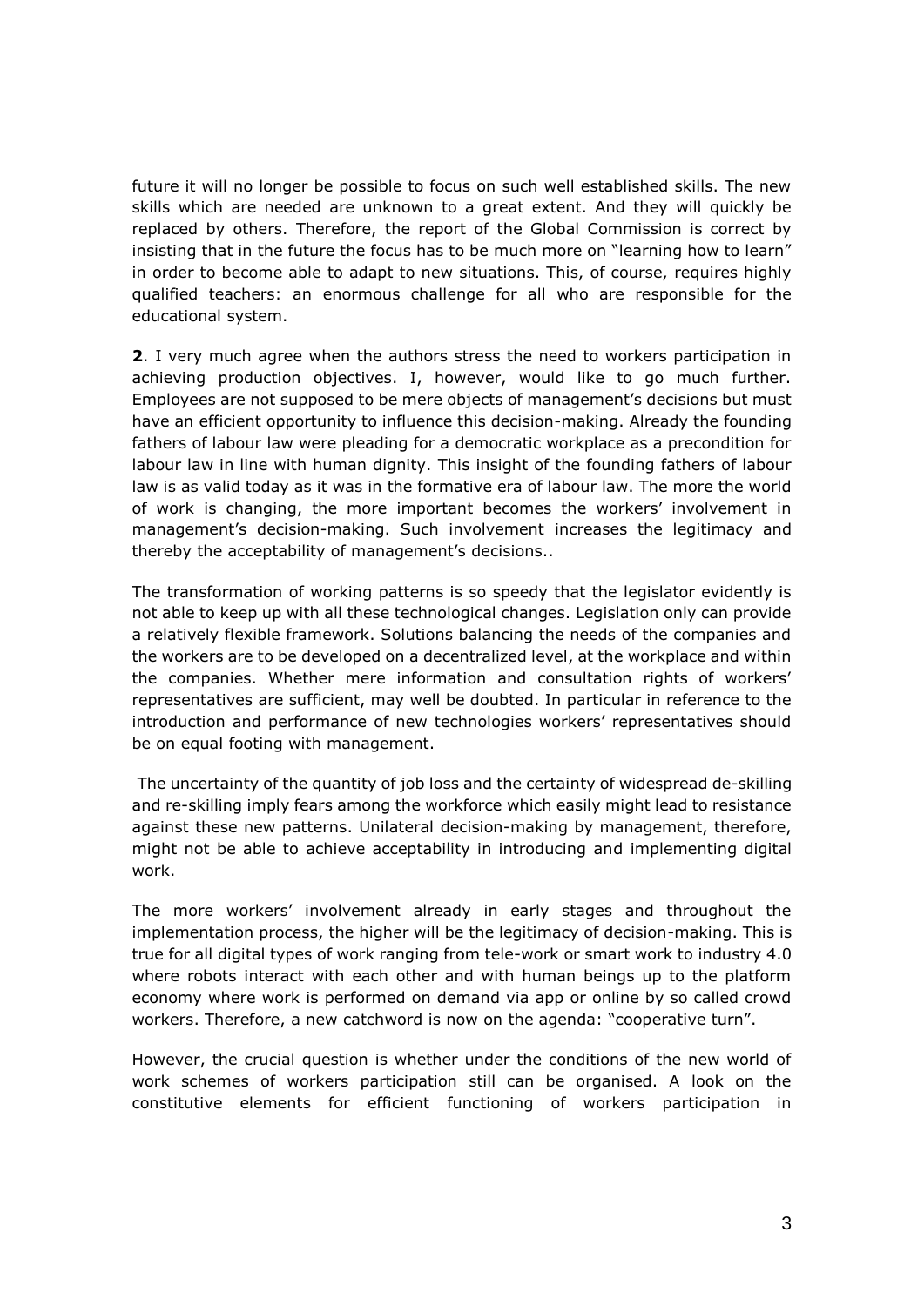future it will no longer be possible to focus on such well established skills. The new skills which are needed are unknown to a great extent. And they will quickly be replaced by others. Therefore, the report of the Global Commission is correct by insisting that in the future the focus has to be much more on "learning how to learn" in order to become able to adapt to new situations. This, of course, requires highly qualified teachers: an enormous challenge for all who are responsible for the educational system.

**2**. I very much agree when the authors stress the need to workers participation in achieving production objectives. I, however, would like to go much further. Employees are not supposed to be mere objects of management's decisions but must have an efficient opportunity to influence this decision-making. Already the founding fathers of labour law were pleading for a democratic workplace as a precondition for labour law in line with human dignity. This insight of the founding fathers of labour law is as valid today as it was in the formative era of labour law. The more the world of work is changing, the more important becomes the workers' involvement in management's decision-making. Such involvement increases the legitimacy and thereby the acceptability of management's decisions..

The transformation of working patterns is so speedy that the legislator evidently is not able to keep up with all these technological changes. Legislation only can provide a relatively flexible framework. Solutions balancing the needs of the companies and the workers are to be developed on a decentralized level, at the workplace and within the companies. Whether mere information and consultation rights of workers' representatives are sufficient, may well be doubted. In particular in reference to the introduction and performance of new technologies workers' representatives should be on equal footing with management.

The uncertainty of the quantity of job loss and the certainty of widespread de-skilling and re-skilling imply fears among the workforce which easily might lead to resistance against these new patterns. Unilateral decision-making by management, therefore, might not be able to achieve acceptability in introducing and implementing digital work.

The more workers' involvement already in early stages and throughout the implementation process, the higher will be the legitimacy of decision-making. This is true for all digital types of work ranging from tele-work or smart work to industry 4.0 where robots interact with each other and with human beings up to the platform economy where work is performed on demand via app or online by so called crowd workers. Therefore, a new catchword is now on the agenda: "cooperative turn".

However, the crucial question is whether under the conditions of the new world of work schemes of workers participation still can be organised. A look on the constitutive elements for efficient functioning of workers participation in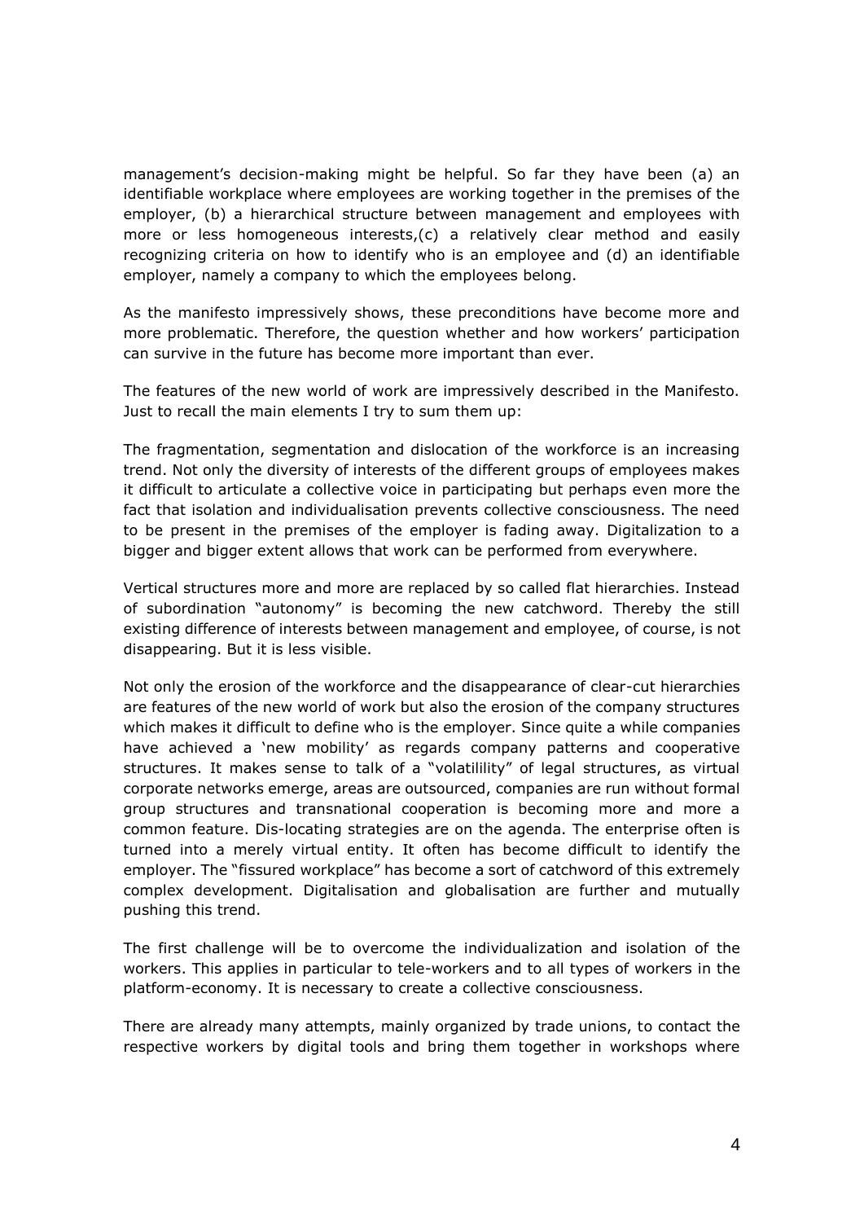management's decision-making might be helpful. So far they have been (a) an identifiable workplace where employees are working together in the premises of the employer, (b) a hierarchical structure between management and employees with more or less homogeneous interests,(c) a relatively clear method and easily recognizing criteria on how to identify who is an employee and (d) an identifiable employer, namely a company to which the employees belong.

As the manifesto impressively shows, these preconditions have become more and more problematic. Therefore, the question whether and how workers' participation can survive in the future has become more important than ever.

The features of the new world of work are impressively described in the Manifesto. Just to recall the main elements I try to sum them up:

The fragmentation, segmentation and dislocation of the workforce is an increasing trend. Not only the diversity of interests of the different groups of employees makes it difficult to articulate a collective voice in participating but perhaps even more the fact that isolation and individualisation prevents collective consciousness. The need to be present in the premises of the employer is fading away. Digitalization to a bigger and bigger extent allows that work can be performed from everywhere.

Vertical structures more and more are replaced by so called flat hierarchies. Instead of subordination "autonomy" is becoming the new catchword. Thereby the still existing difference of interests between management and employee, of course, is not disappearing. But it is less visible.

Not only the erosion of the workforce and the disappearance of clear-cut hierarchies are features of the new world of work but also the erosion of the company structures which makes it difficult to define who is the employer. Since quite a while companies have achieved a 'new mobility' as regards company patterns and cooperative structures. It makes sense to talk of a "volatilility" of legal structures, as virtual corporate networks emerge, areas are outsourced, companies are run without formal group structures and transnational cooperation is becoming more and more a common feature. Dis-locating strategies are on the agenda. The enterprise often is turned into a merely virtual entity. It often has become difficult to identify the employer. The "fissured workplace" has become a sort of catchword of this extremely complex development. Digitalisation and globalisation are further and mutually pushing this trend.

The first challenge will be to overcome the individualization and isolation of the workers. This applies in particular to tele-workers and to all types of workers in the platform-economy. It is necessary to create a collective consciousness.

There are already many attempts, mainly organized by trade unions, to contact the respective workers by digital tools and bring them together in workshops where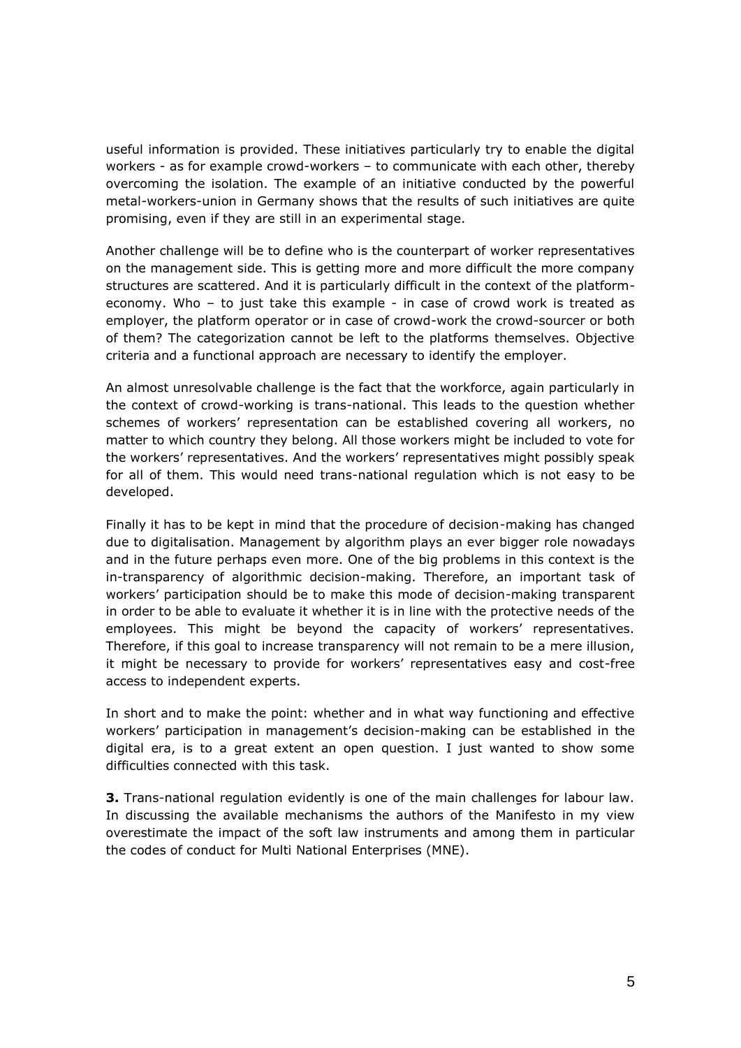useful information is provided. These initiatives particularly try to enable the digital workers - as for example crowd-workers – to communicate with each other, thereby overcoming the isolation. The example of an initiative conducted by the powerful metal-workers-union in Germany shows that the results of such initiatives are quite promising, even if they are still in an experimental stage.

Another challenge will be to define who is the counterpart of worker representatives on the management side. This is getting more and more difficult the more company structures are scattered. And it is particularly difficult in the context of the platform-economy. Who – to just take this example - in case of crowd work is treated as employer, the platform operator or in case of crowd-work the crowd-sourcer or both of them? The categorization cannot be left to the platforms themselves. Objective criteria and a functional approach are necessary to identify the employer.

An almost unresolvable challenge is the fact that the workforce, again particularly in the context of crowd-working is trans-national. This leads to the question whether schemes of workers' representation can be established covering all workers, no matter to which country they belong. All those workers might be included to vote for the workers' representatives. And the workers' representatives might possibly speak for all of them. This would need trans-national regulation which is not easy to be developed.

Finally it has to be kept in mind that the procedure of decision-making has changed due to digitalisation. Management by algorithm plays an ever bigger role nowadays and in the future perhaps even more. One of the big problems in this context is the in-transparency of algorithmic decision-making. Therefore, an important task of workers' participation should be to make this mode of decision-making transparent in order to be able to evaluate it whether it is in line with the protective needs of the employees. This might be beyond the capacity of workers' representatives. Therefore, if this goal to increase transparency will not remain to be a mere illusion, it might be necessary to provide for workers' representatives easy and cost-free access to independent experts.

In short and to make the point: whether and in what way functioning and effective workers' participation in management's decision-making can be established in the digital era, is to a great extent an open question. I just wanted to show some difficulties connected with this task.

**3.** Trans-national regulation evidently is one of the main challenges for labour law. In discussing the available mechanisms the authors of the Manifesto in my view overestimate the impact of the soft law instruments and among them in particular the codes of conduct for Multi National Enterprises (MNE).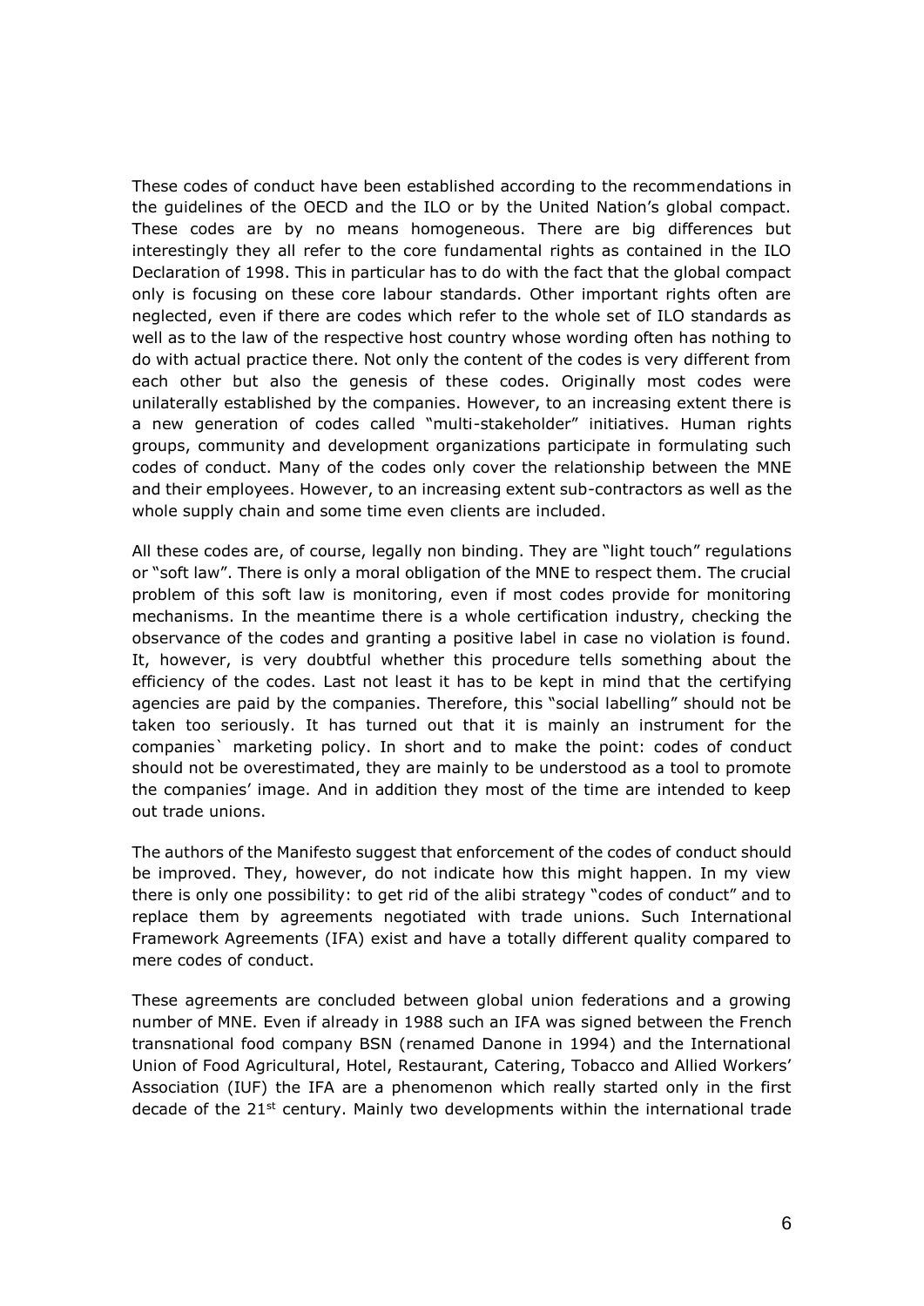These codes of conduct have been established according to the recommendations in the guidelines of the OECD and the ILO or by the United Nation's global compact. These codes are by no means homogeneous. There are big differences but interestingly they all refer to the core fundamental rights as contained in the ILO Declaration of 1998. This in particular has to do with the fact that the global compact only is focusing on these core labour standards. Other important rights often are neglected, even if there are codes which refer to the whole set of ILO standards as well as to the law of the respective host country whose wording often has nothing to do with actual practice there. Not only the content of the codes is very different from each other but also the genesis of these codes. Originally most codes were unilaterally established by the companies. However, to an increasing extent there is a new generation of codes called "multi-stakeholder" initiatives. Human rights groups, community and development organizations participate in formulating such codes of conduct. Many of the codes only cover the relationship between the MNE and their employees. However, to an increasing extent sub-contractors as well as the whole supply chain and some time even clients are included.

All these codes are, of course, legally non binding. They are "light touch" regulations or "soft law". There is only a moral obligation of the MNE to respect them. The crucial problem of this soft law is monitoring, even if most codes provide for monitoring mechanisms. In the meantime there is a whole certification industry, checking the observance of the codes and granting a positive label in case no violation is found. It, however, is very doubtful whether this procedure tells something about the efficiency of the codes. Last not least it has to be kept in mind that the certifying agencies are paid by the companies. Therefore, this "social labelling" should not be taken too seriously. It has turned out that it is mainly an instrument for the companies` marketing policy. In short and to make the point: codes of conduct should not be overestimated, they are mainly to be understood as a tool to promote the companies' image. And in addition they most of the time are intended to keep out trade unions.

The authors of the Manifesto suggest that enforcement of the codes of conduct should be improved. They, however, do not indicate how this might happen. In my view there is only one possibility: to get rid of the alibi strategy "codes of conduct" and to replace them by agreements negotiated with trade unions. Such International Framework Agreements (IFA) exist and have a totally different quality compared to mere codes of conduct.

These agreements are concluded between global union federations and a growing number of MNE. Even if already in 1988 such an IFA was signed between the French transnational food company BSN (renamed Danone in 1994) and the International Union of Food Agricultural, Hotel, Restaurant, Catering, Tobacco and Allied Workers' Association (IUF) the IFA are a phenomenon which really started only in the first decade of the 21st century. Mainly two developments within the international trade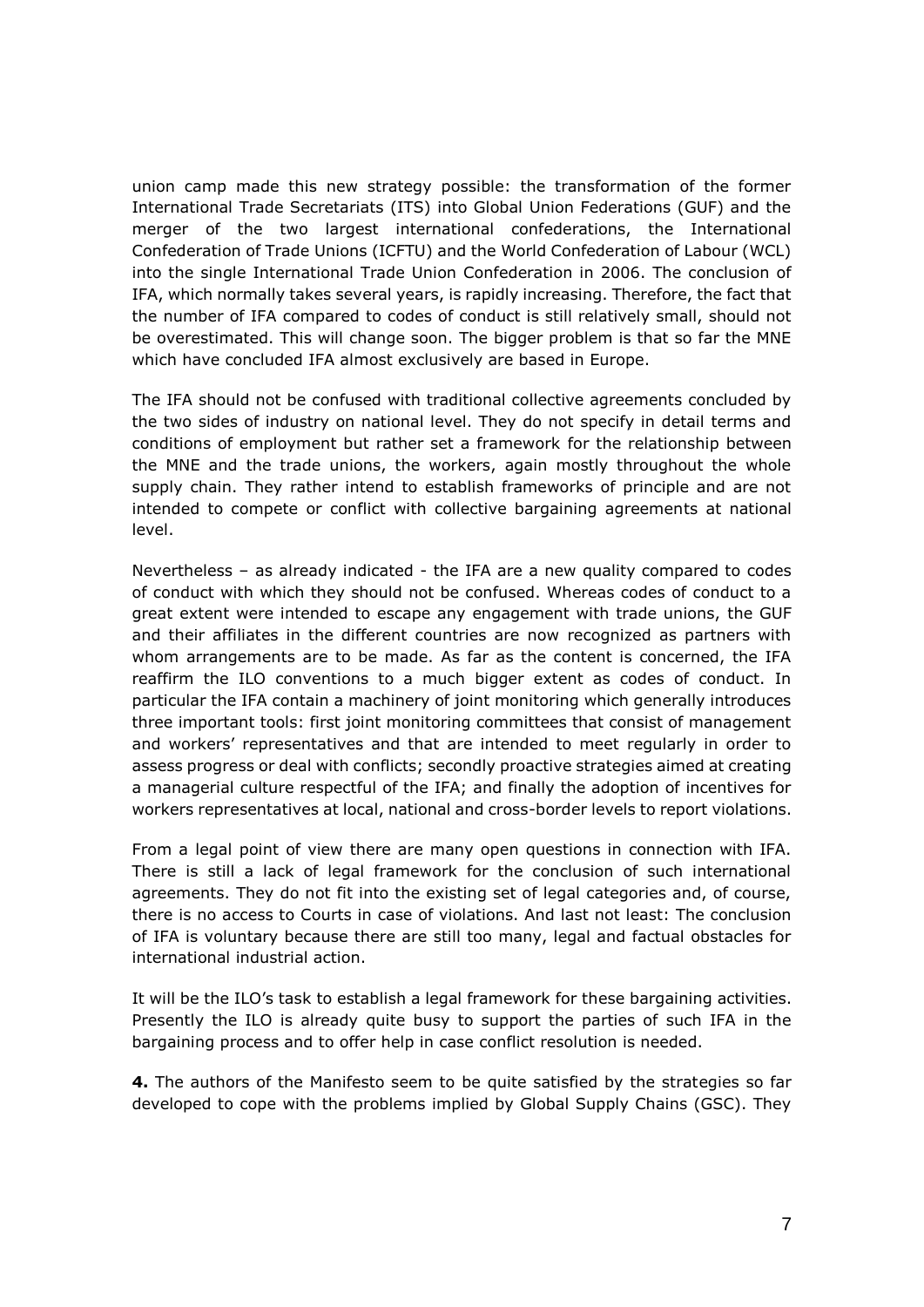union camp made this new strategy possible: the transformation of the former International Trade Secretariats (ITS) into Global Union Federations (GUF) and the merger of the two largest international confederations, the International Confederation of Trade Unions (ICFTU) and the World Confederation of Labour (WCL) into the single International Trade Union Confederation in 2006. The conclusion of IFA, which normally takes several years, is rapidly increasing. Therefore, the fact that the number of IFA compared to codes of conduct is still relatively small, should not be overestimated. This will change soon. The bigger problem is that so far the MNE which have concluded IFA almost exclusively are based in Europe.

The IFA should not be confused with traditional collective agreements concluded by the two sides of industry on national level. They do not specify in detail terms and conditions of employment but rather set a framework for the relationship between the MNE and the trade unions, the workers, again mostly throughout the whole supply chain. They rather intend to establish frameworks of principle and are not intended to compete or conflict with collective bargaining agreements at national level.

Nevertheless – as already indicated - the IFA are a new quality compared to codes of conduct with which they should not be confused. Whereas codes of conduct to a great extent were intended to escape any engagement with trade unions, the GUF and their affiliates in the different countries are now recognized as partners with whom arrangements are to be made. As far as the content is concerned, the IFA reaffirm the ILO conventions to a much bigger extent as codes of conduct. In particular the IFA contain a machinery of joint monitoring which generally introduces three important tools: first joint monitoring committees that consist of management and workers' representatives and that are intended to meet regularly in order to assess progress or deal with conflicts; secondly proactive strategies aimed at creating a managerial culture respectful of the IFA; and finally the adoption of incentives for workers representatives at local, national and cross-border levels to report violations.

From a legal point of view there are many open questions in connection with IFA. There is still a lack of legal framework for the conclusion of such international agreements. They do not fit into the existing set of legal categories and, of course, there is no access to Courts in case of violations. And last not least: The conclusion of IFA is voluntary because there are still too many, legal and factual obstacles for international industrial action.

It will be the ILO's task to establish a legal framework for these bargaining activities. Presently the ILO is already quite busy to support the parties of such IFA in the bargaining process and to offer help in case conflict resolution is needed.

**4.** The authors of the Manifesto seem to be quite satisfied by the strategies so far developed to cope with the problems implied by Global Supply Chains (GSC). They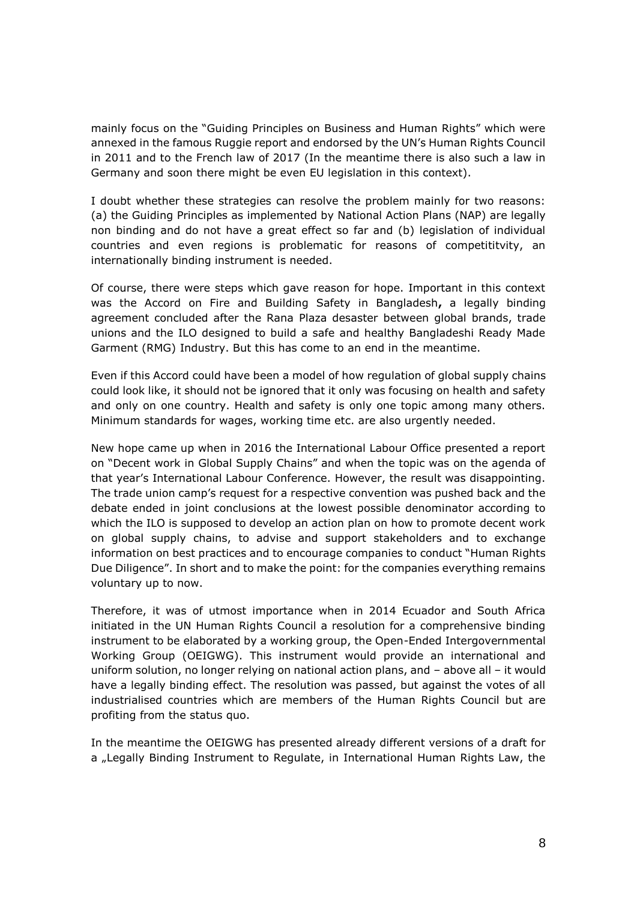mainly focus on the "Guiding Principles on Business and Human Rights" which were annexed in the famous Ruggie report and endorsed by the UN's Human Rights Council in 2011 and to the French law of 2017 (In the meantime there is also such a law in Germany and soon there might be even EU legislation in this context).

I doubt whether these strategies can resolve the problem mainly for two reasons: (a) the Guiding Principles as implemented by National Action Plans (NAP) are legally non binding and do not have a great effect so far and (b) legislation of individual countries and even regions is problematic for reasons of competititvity, an internationally binding instrument is needed.

Of course, there were steps which gave reason for hope. Important in this context was the Accord on Fire and Building Safety in Bangladesh**,** a legally binding agreement concluded after the Rana Plaza desaster between global brands, trade unions and the ILO designed to build a safe and healthy Bangladeshi Ready Made Garment (RMG) Industry. But this has come to an end in the meantime.

Even if this Accord could have been a model of how regulation of global supply chains could look like, it should not be ignored that it only was focusing on health and safety and only on one country. Health and safety is only one topic among many others. Minimum standards for wages, working time etc. are also urgently needed.

New hope came up when in 2016 the International Labour Office presented a report on "Decent work in Global Supply Chains" and when the topic was on the agenda of that year's International Labour Conference. However, the result was disappointing. The trade union camp's request for a respective convention was pushed back and the debate ended in joint conclusions at the lowest possible denominator according to which the ILO is supposed to develop an action plan on how to promote decent work on global supply chains, to advise and support stakeholders and to exchange information on best practices and to encourage companies to conduct "Human Rights Due Diligence". In short and to make the point: for the companies everything remains voluntary up to now.

Therefore, it was of utmost importance when in 2014 Ecuador and South Africa initiated in the UN Human Rights Council a resolution for a comprehensive binding instrument to be elaborated by a working group, the Open-Ended Intergovernmental Working Group (OEIGWG). This instrument would provide an international and uniform solution, no longer relying on national action plans, and – above all – it would have a legally binding effect. The resolution was passed, but against the votes of all industrialised countries which are members of the Human Rights Council but are profiting from the status quo.

In the meantime the OEIGWG has presented already different versions of a draft for a „Legally Binding Instrument to Regulate, in International Human Rights Law, the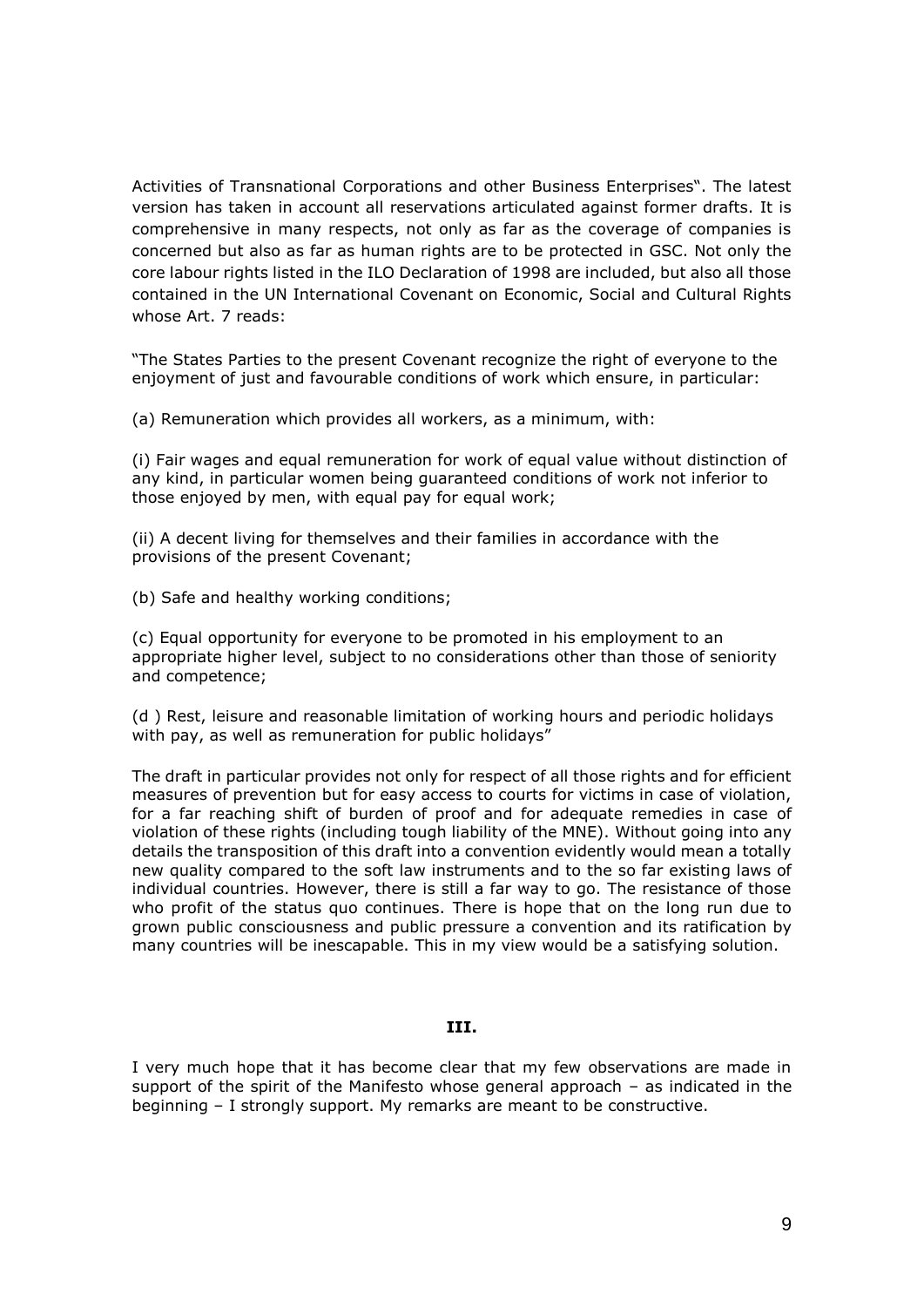Activities of Transnational Corporations and other Business Enterprises". The latest version has taken in account all reservations articulated against former drafts. It is comprehensive in many respects, not only as far as the coverage of companies is concerned but also as far as human rights are to be protected in GSC. Not only the core labour rights listed in the ILO Declaration of 1998 are included, but also all those contained in the UN International Covenant on Economic, Social and Cultural Rights whose Art. 7 reads:

"The States Parties to the present Covenant recognize the right of everyone to the enjoyment of just and favourable conditions of work which ensure, in particular:

(a) Remuneration which provides all workers, as a minimum, with:

(i) Fair wages and equal remuneration for work of equal value without distinction of any kind, in particular women being guaranteed conditions of work not inferior to those enjoyed by men, with equal pay for equal work;

(ii) A decent living for themselves and their families in accordance with the provisions of the present Covenant;

(b) Safe and healthy working conditions;

(c) Equal opportunity for everyone to be promoted in his employment to an appropriate higher level, subject to no considerations other than those of seniority and competence;

(d ) Rest, leisure and reasonable limitation of working hours and periodic holidays with pay, as well as remuneration for public holidays"

The draft in particular provides not only for respect of all those rights and for efficient measures of prevention but for easy access to courts for victims in case of violation, for a far reaching shift of burden of proof and for adequate remedies in case of violation of these rights (including tough liability of the MNE). Without going into any details the transposition of this draft into a convention evidently would mean a totally new quality compared to the soft law instruments and to the so far existing laws of individual countries. However, there is still a far way to go. The resistance of those who profit of the status quo continues. There is hope that on the long run due to grown public consciousness and public pressure a convention and its ratification by many countries will be inescapable. This in my view would be a satisfying solution.

## III.

I very much hope that it has become clear that my few observations are made in support of the spirit of the Manifesto whose general approach – as indicated in the beginning – I strongly support. My remarks are meant to be constructive.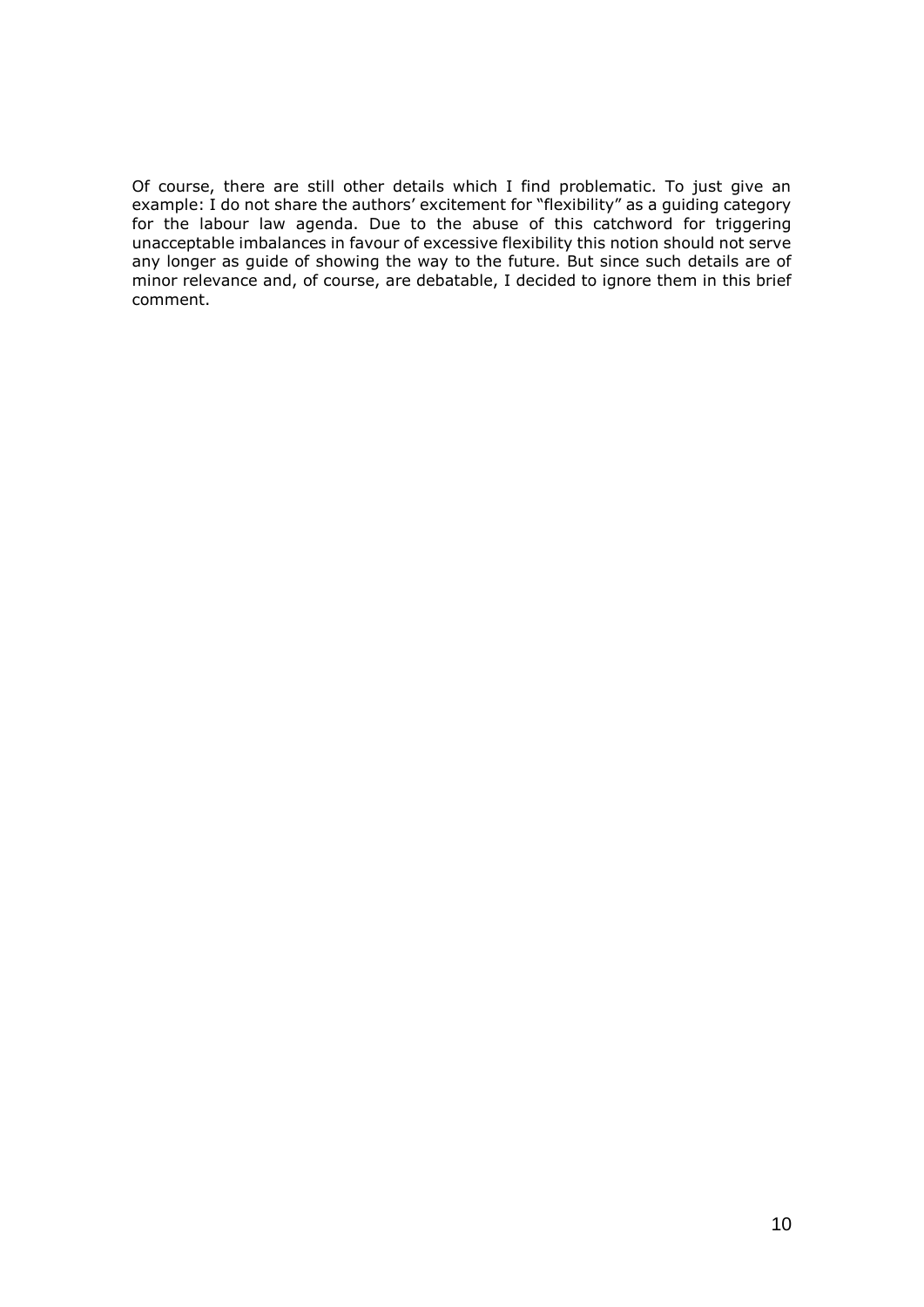Of course, there are still other details which I find problematic. To just give an example: I do not share the authors' excitement for "flexibility" as a guiding category for the labour law agenda. Due to the abuse of this catchword for triggering unacceptable imbalances in favour of excessive flexibility this notion should not serve any longer as guide of showing the way to the future. But since such details are of minor relevance and, of course, are debatable, I decided to ignore them in this brief comment.